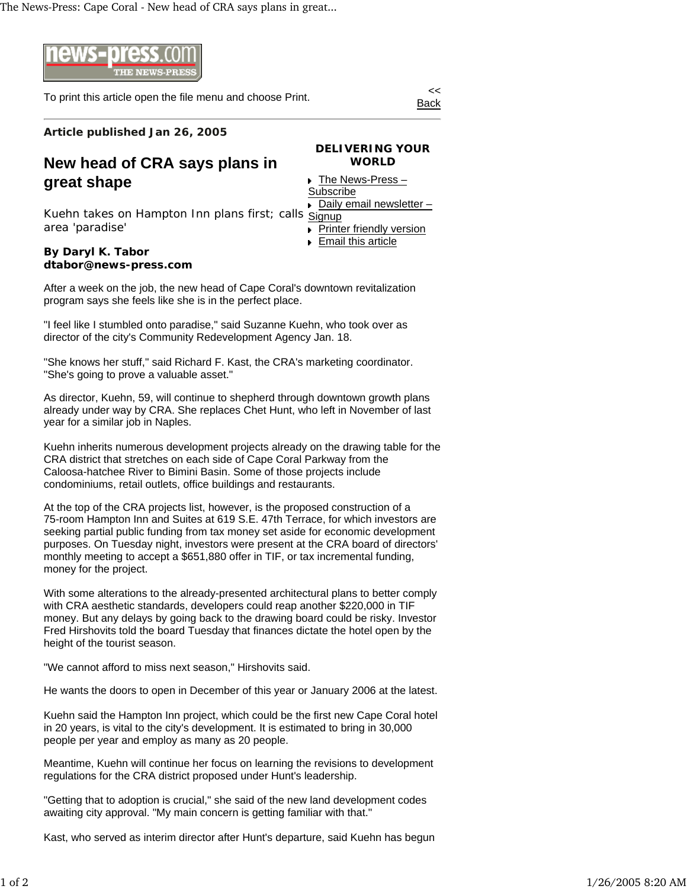To print this article open the file menu and choose Print.

<< Back

**Article published Jan 26, 2005**

# New head of CRA says plans in great shape

Kuehn takes on Hampton Inn plans first; calls area 'paradise'

**DELIVERING YOUR WORLD**

- The News-Press – Subscribe
- Daily email newsletter – Signup
- Printer friendly version
- Email this article

**By Daryl K. Tabor**
**dtabor@news-press.com**

After a week on the job, the new head of Cape Coral's downtown revitalization program says she feels like she is in the perfect place.

"I feel like I stumbled onto paradise," said Suzanne Kuehn, who took over as director of the city's Community Redevelopment Agency Jan. 18.

"She knows her stuff," said Richard F. Kast, the CRA's marketing coordinator. "She's going to prove a valuable asset."

As director, Kuehn, 59, will continue to shepherd through downtown growth plans already under way by CRA. She replaces Chet Hunt, who left in November of last year for a similar job in Naples.

Kuehn inherits numerous development projects already on the drawing table for the CRA district that stretches on each side of Cape Coral Parkway from the Caloosa-hatchee River to Bimini Basin. Some of those projects include condominiums, retail outlets, office buildings and restaurants.

At the top of the CRA projects list, however, is the proposed construction of a 75-room Hampton Inn and Suites at 619 S.E. 47th Terrace, for which investors are seeking partial public funding from tax money set aside for economic development purposes. On Tuesday night, investors were present at the CRA board of directors' monthly meeting to accept a $651,880 offer in TIF, or tax incremental funding, money for the project.

With some alterations to the already-presented architectural plans to better comply with CRA aesthetic standards, developers could reap another $220,000 in TIF money. But any delays by going back to the drawing board could be risky. Investor Fred Hirshovits told the board Tuesday that finances dictate the hotel open by the height of the tourist season.

"We cannot afford to miss next season," Hirshovits said.

He wants the doors to open in December of this year or January 2006 at the latest.

Kuehn said the Hampton Inn project, which could be the first new Cape Coral hotel in 20 years, is vital to the city's development. It is estimated to bring in 30,000 people per year and employ as many as 20 people.

Meantime, Kuehn will continue her focus on learning the revisions to development regulations for the CRA district proposed under Hunt's leadership.

"Getting that to adoption is crucial," she said of the new land development codes awaiting city approval. "My main concern is getting familiar with that."

Kast, who served as interim director after Hunt's departure, said Kuehn has begun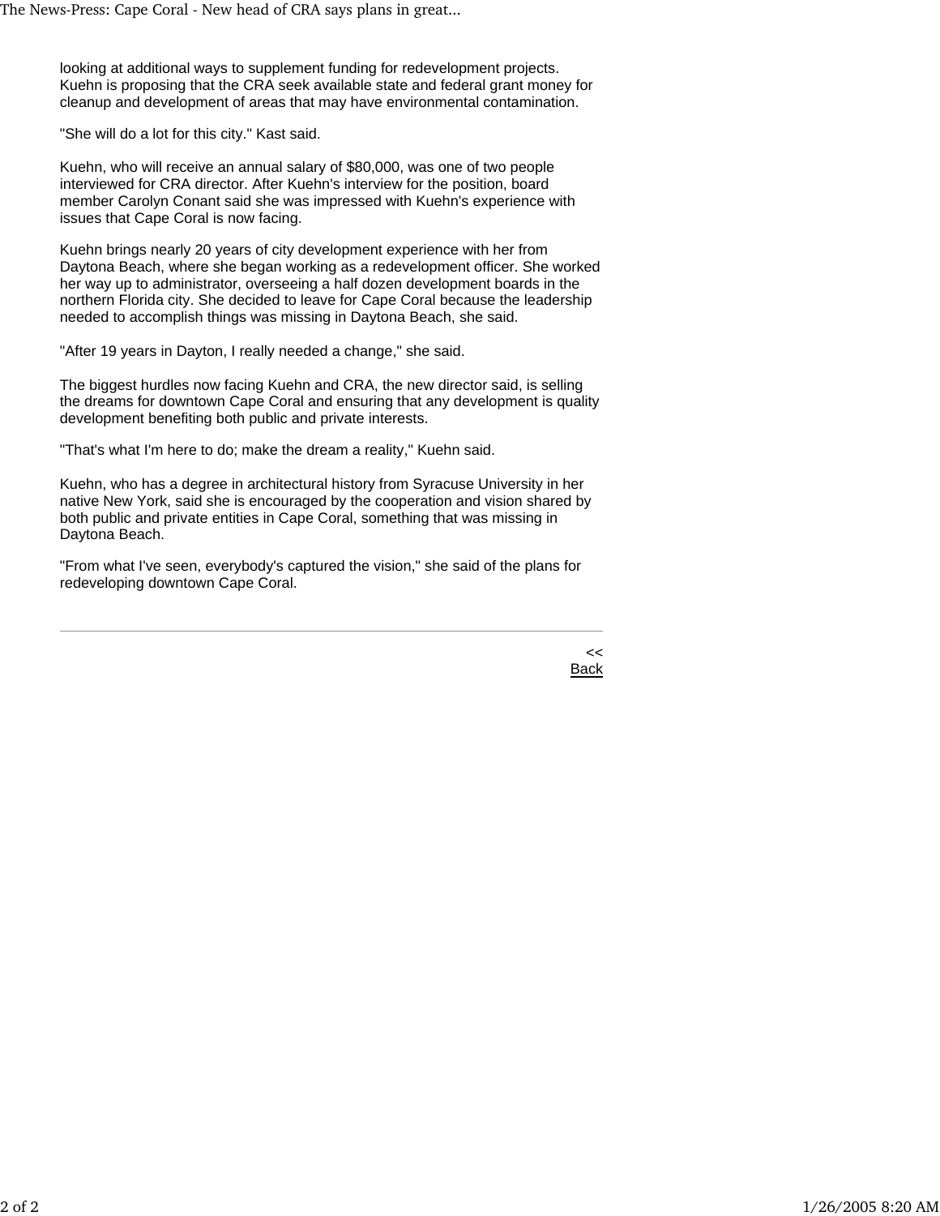looking at additional ways to supplement funding for redevelopment projects. Kuehn is proposing that the CRA seek available state and federal grant money for cleanup and development of areas that may have environmental contamination.

"She will do a lot for this city." Kast said.

Kuehn, who will receive an annual salary of $80,000, was one of two people interviewed for CRA director. After Kuehn's interview for the position, board member Carolyn Conant said she was impressed with Kuehn's experience with issues that Cape Coral is now facing.

Kuehn brings nearly 20 years of city development experience with her from Daytona Beach, where she began working as a redevelopment officer. She worked her way up to administrator, overseeing a half dozen development boards in the northern Florida city. She decided to leave for Cape Coral because the leadership needed to accomplish things was missing in Daytona Beach, she said.

"After 19 years in Dayton, I really needed a change," she said.

The biggest hurdles now facing Kuehn and CRA, the new director said, is selling the dreams for downtown Cape Coral and ensuring that any development is quality development benefiting both public and private interests.

"That's what I'm here to do; make the dream a reality," Kuehn said.

Kuehn, who has a degree in architectural history from Syracuse University in her native New York, said she is encouraged by the cooperation and vision shared by both public and private entities in Cape Coral, something that was missing in Daytona Beach.

"From what I've seen, everybody's captured the vision," she said of the plans for redeveloping downtown Cape Coral.

---

<< Back